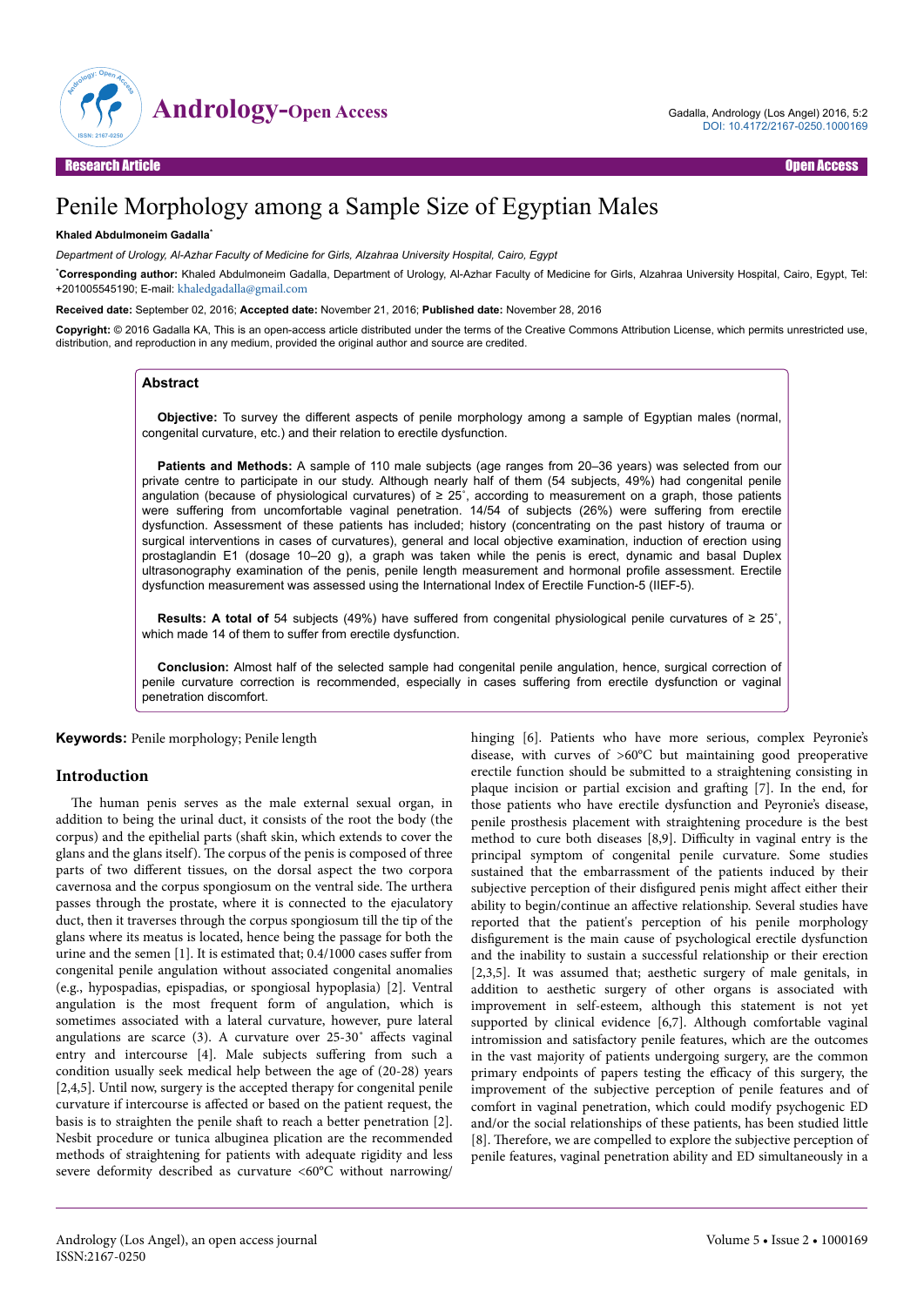Research Article | Open Access

# Penile Morphology among a Sample Size of Egyptian Males

**Khaled Abdulmoneim Gadalla***

*Department of Urology, Al-Azhar Faculty of Medicine for Girls, Alzahraa University Hospital, Cairo, Egypt*

***Corresponding author:** Khaled Abdulmoneim Gadalla, Department of Urology, Al-Azhar Faculty of Medicine for Girls, Alzahraa University Hospital, Cairo, Egypt, Tel: +201005545190; E-mail: khaledgadalla@gmail.com

**Received date:** September 02, 2016; **Accepted date:** November 21, 2016; **Published date:** November 28, 2016

**Copyright:** © 2016 Gadalla KA, This is an open-access article distributed under the terms of the Creative Commons Attribution License, which permits unrestricted use, distribution, and reproduction in any medium, provided the original author and source are credited.

## Abstract

**Objective:** To survey the different aspects of penile morphology among a sample of Egyptian males (normal, congenital curvature, etc.) and their relation to erectile dysfunction.

**Patients and Methods:** A sample of 110 male subjects (age ranges from 20–36 years) was selected from our private centre to participate in our study. Although nearly half of them (54 subjects, 49%) had congenital penile angulation (because of physiological curvatures) of ≥ 25˚, according to measurement on a graph, those patients were suffering from uncomfortable vaginal penetration. 14/54 of subjects (26%) were suffering from erectile dysfunction. Assessment of these patients has included; history (concentrating on the past history of trauma or surgical interventions in cases of curvatures), general and local objective examination, induction of erection using prostaglandin E1 (dosage 10–20 g), a graph was taken while the penis is erect, dynamic and basal Duplex ultrasonography examination of the penis, penile length measurement and hormonal profile assessment. Erectile dysfunction measurement was assessed using the International Index of Erectile Function-5 (IIEF-5).

**Results: A total of** 54 subjects (49%) have suffered from congenital physiological penile curvatures of ≥ 25˚, which made 14 of them to suffer from erectile dysfunction.

**Conclusion:** Almost half of the selected sample had congenital penile angulation, hence, surgical correction of penile curvature correction is recommended, especially in cases suffering from erectile dysfunction or vaginal penetration discomfort.

**Keywords:** Penile morphology; Penile length

## Introduction

The human penis serves as the male external sexual organ, in addition to being the urinal duct, it consists of the root the body (the corpus) and the epithelial parts (shaft skin, which extends to cover the glans and the glans itself). The corpus of the penis is composed of three parts of two different tissues, on the dorsal aspect the two corpora cavernosa and the corpus spongiosum on the ventral side. The urthera passes through the prostate, where it is connected to the ejaculatory duct, then it traverses through the corpus spongiosum till the tip of the glans where its meatus is located, hence being the passage for both the urine and the semen [1]. It is estimated that; 0.4/1000 cases suffer from congenital penile angulation without associated congenital anomalies (e.g., hypospadias, epispadias, or spongiosal hypoplasia) [2]. Ventral angulation is the most frequent form of angulation, which is sometimes associated with a lateral curvature, however, pure lateral angulations are scarce (3). A curvature over 25-30˚ affects vaginal entry and intercourse [4]. Male subjects suffering from such a condition usually seek medical help between the age of (20-28) years [2,4,5]. Until now, surgery is the accepted therapy for congenital penile curvature if intercourse is affected or based on the patient request, the basis is to straighten the penile shaft to reach a better penetration [2]. Nesbit procedure or tunica albuginea plication are the recommended methods of straightening for patients with adequate rigidity and less severe deformity described as curvature <60ºC without narrowing/hinging [6]. Patients who have more serious, complex Peyronie's disease, with curves of >60ºC but maintaining good preoperative erectile function should be submitted to a straightening consisting in plaque incision or partial excision and grafting [7]. In the end, for those patients who have erectile dysfunction and Peyronie's disease, penile prosthesis placement with straightening procedure is the best method to cure both diseases [8,9]. Difficulty in vaginal entry is the principal symptom of congenital penile curvature. Some studies sustained that the embarrassment of the patients induced by their subjective perception of their disfigured penis might affect either their ability to begin/continue an affective relationship. Several studies have reported that the patient's perception of his penile morphology disfigurement is the main cause of psychological erectile dysfunction and the inability to sustain a successful relationship or their erection [2,3,5]. It was assumed that; aesthetic surgery of male genitals, in addition to aesthetic surgery of other organs is associated with improvement in self-esteem, although this statement is not yet supported by clinical evidence [6,7]. Although comfortable vaginal intromission and satisfactory penile features, which are the outcomes in the vast majority of patients undergoing surgery, are the common primary endpoints of papers testing the efficacy of this surgery, the improvement of the subjective perception of penile features and of comfort in vaginal penetration, which could modify psychogenic ED and/or the social relationships of these patients, has been studied little [8]. Therefore, we are compelled to explore the subjective perception of penile features, vaginal penetration ability and ED simultaneously in a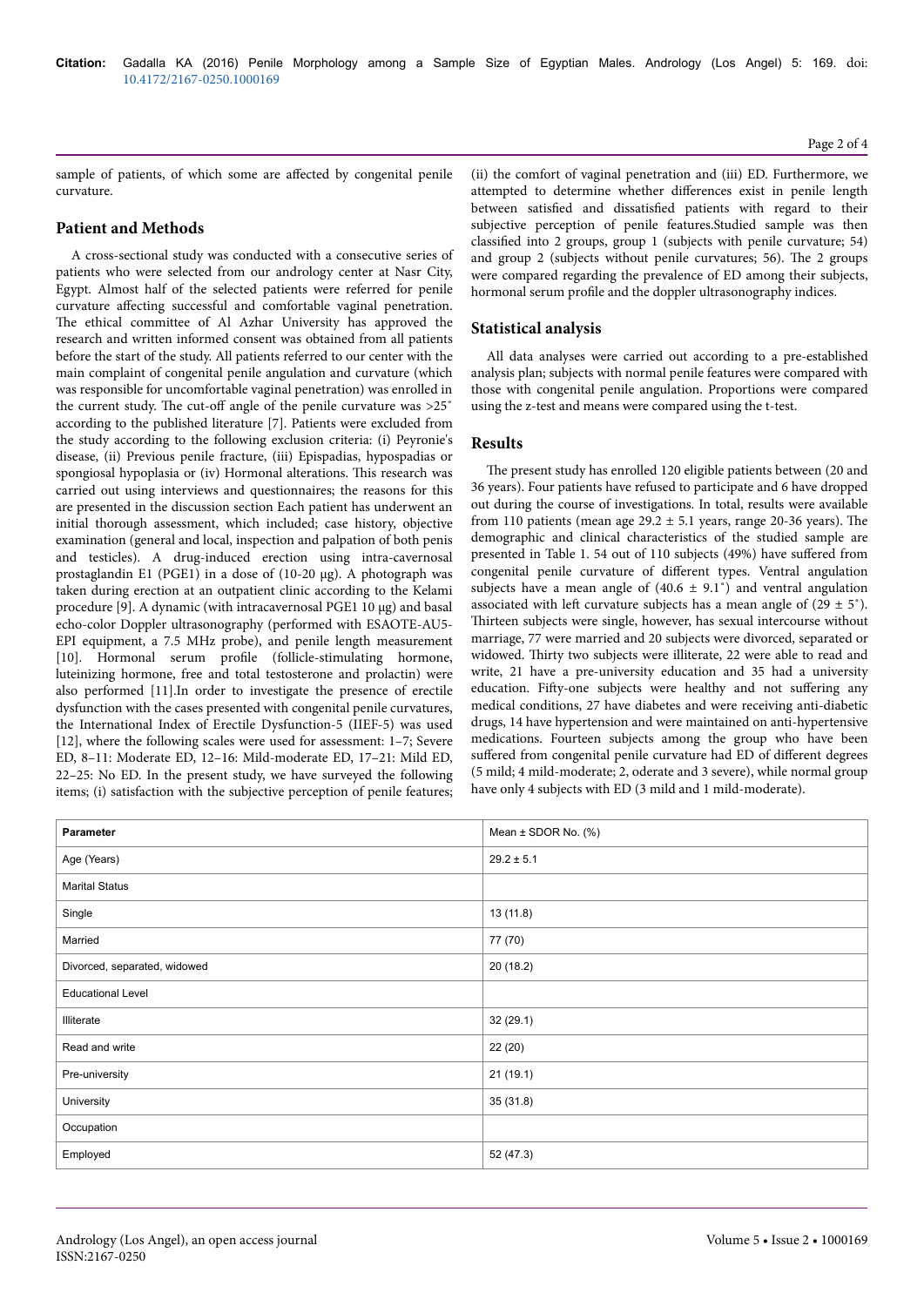sample of patients, of which some are affected by congenital penile curvature.

## Patient and Methods

A cross-sectional study was conducted with a consecutive series of patients who were selected from our andrology center at Nasr City, Egypt. Almost half of the selected patients were referred for penile curvature affecting successful and comfortable vaginal penetration. The ethical committee of Al Azhar University has approved the research and written informed consent was obtained from all patients before the start of the study. All patients referred to our center with the main complaint of congenital penile angulation and curvature (which was responsible for uncomfortable vaginal penetration) was enrolled in the current study. The cut-off angle of the penile curvature was >25° according to the published literature [7]. Patients were excluded from the study according to the following exclusion criteria: (i) Peyronie's disease, (ii) Previous penile fracture, (iii) Epispadias, hypospadias or spongiosal hypoplasia or (iv) Hormonal alterations. This research was carried out using interviews and questionnaires; the reasons for this are presented in the discussion section Each patient has underwent an initial thorough assessment, which included; case history, objective examination (general and local, inspection and palpation of both penis and testicles). A drug-induced erection using intra-cavernosal prostaglandin E1 (PGE1) in a dose of (10-20 µg). A photograph was taken during erection at an outpatient clinic according to the Kelami procedure [9]. A dynamic (with intracavernosal PGE1 10 µg) and basal echo-color Doppler ultrasonography (performed with ESAOTE-AU5-EPI equipment, a 7.5 MHz probe), and penile length measurement [10]. Hormonal serum profile (follicle-stimulating hormone, luteinizing hormone, free and total testosterone and prolactin) were also performed [11].In order to investigate the presence of erectile dysfunction with the cases presented with congenital penile curvatures, the International Index of Erectile Dysfunction-5 (IIEF-5) was used [12], where the following scales were used for assessment: 1–7; Severe ED, 8–11: Moderate ED, 12–16: Mild-moderate ED, 17–21: Mild ED, 22–25: No ED. In the present study, we have surveyed the following items; (i) satisfaction with the subjective perception of penile features; (ii) the comfort of vaginal penetration and (iii) ED. Furthermore, we attempted to determine whether differences exist in penile length between satisfied and dissatisfied patients with regard to their subjective perception of penile features.Studied sample was then classified into 2 groups, group 1 (subjects with penile curvature; 54) and group 2 (subjects without penile curvatures; 56). The 2 groups were compared regarding the prevalence of ED among their subjects, hormonal serum profile and the doppler ultrasonography indices.

## Statistical analysis

All data analyses were carried out according to a pre-established analysis plan; subjects with normal penile features were compared with those with congenital penile angulation. Proportions were compared using the z-test and means were compared using the t-test.

## Results

The present study has enrolled 120 eligible patients between (20 and 36 years). Four patients have refused to participate and 6 have dropped out during the course of investigations. In total, results were available from 110 patients (mean age 29.2 ± 5.1 years, range 20-36 years). The demographic and clinical characteristics of the studied sample are presented in Table 1. 54 out of 110 subjects (49%) have suffered from congenital penile curvature of different types. Ventral angulation subjects have a mean angle of (40.6 ± 9.1°) and ventral angulation associated with left curvature subjects has a mean angle of (29 ± 5°). Thirteen subjects were single, however, has sexual intercourse without marriage, 77 were married and 20 subjects were divorced, separated or widowed. Thirty two subjects were illiterate, 22 were able to read and write, 21 have a pre-university education and 35 had a university education. Fifty-one subjects were healthy and not suffering any medical conditions, 27 have diabetes and were receiving anti-diabetic drugs, 14 have hypertension and were maintained on anti-hypertensive medications. Fourteen subjects among the group who have been suffered from congenital penile curvature had ED of different degrees (5 mild; 4 mild-moderate; 2, oderate and 3 severe), while normal group have only 4 subjects with ED (3 mild and 1 mild-moderate).

| Parameter | Mean ± SDOR No. (%) |
|---|---|
| Age (Years) | 29.2 ± 5.1 |
| Marital Status | |
| Single | 13 (11.8) |
| Married | 77 (70) |
| Divorced, separated, widowed | 20 (18.2) |
| Educational Level | |
| Illiterate | 32 (29.1) |
| Read and write | 22 (20) |
| Pre-university | 21 (19.1) |
| University | 35 (31.8) |
| Occupation | |
| Employed | 52 (47.3) |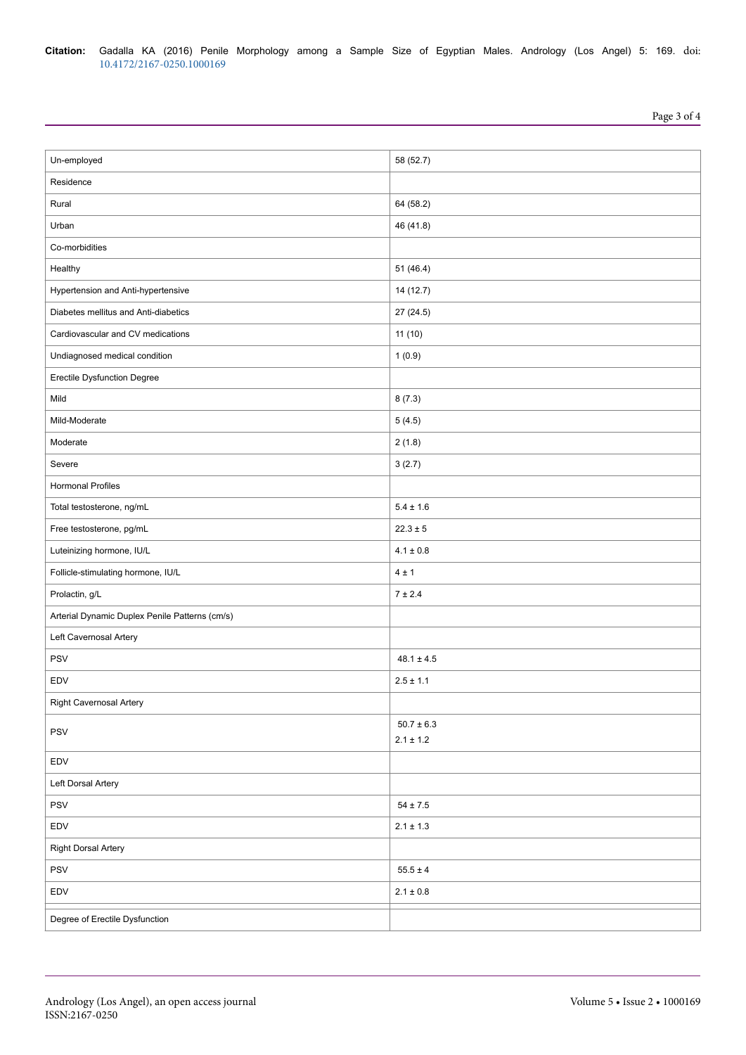| | |
|---|---|
| Un-employed | 58 (52.7) |
| Residence | |
| Rural | 64 (58.2) |
| Urban | 46 (41.8) |
| Co-morbidities | |
| Healthy | 51 (46.4) |
| Hypertension and Anti-hypertensive | 14 (12.7) |
| Diabetes mellitus and Anti-diabetics | 27 (24.5) |
| Cardiovascular and CV medications | 11 (10) |
| Undiagnosed medical condition | 1 (0.9) |
| Erectile Dysfunction Degree | |
| Mild | 8 (7.3) |
| Mild-Moderate | 5 (4.5) |
| Moderate | 2 (1.8) |
| Severe | 3 (2.7) |
| Hormonal Profiles | |
| Total testosterone, ng/mL | 5.4 ± 1.6 |
| Free testosterone, pg/mL | 22.3 ± 5 |
| Luteinizing hormone, IU/L | 4.1 ± 0.8 |
| Follicle-stimulating hormone, IU/L | 4 ± 1 |
| Prolactin, g/L | 7 ± 2.4 |
| Arterial Dynamic Duplex Penile Patterns (cm/s) | |
| Left Cavernosal Artery | |
| PSV | 48.1 ± 4.5 |
| EDV | 2.5 ± 1.1 |
| Right Cavernosal Artery | |
| PSV | 50.7 ± 6.3<br>2.1 ± 1.2 |
| EDV | |
| Left Dorsal Artery | |
| PSV | 54 ± 7.5 |
| EDV | 2.1 ± 1.3 |
| Right Dorsal Artery | |
| PSV | 55.5 ± 4 |
| EDV | 2.1 ± 0.8 |
| Degree of Erectile Dysfunction | |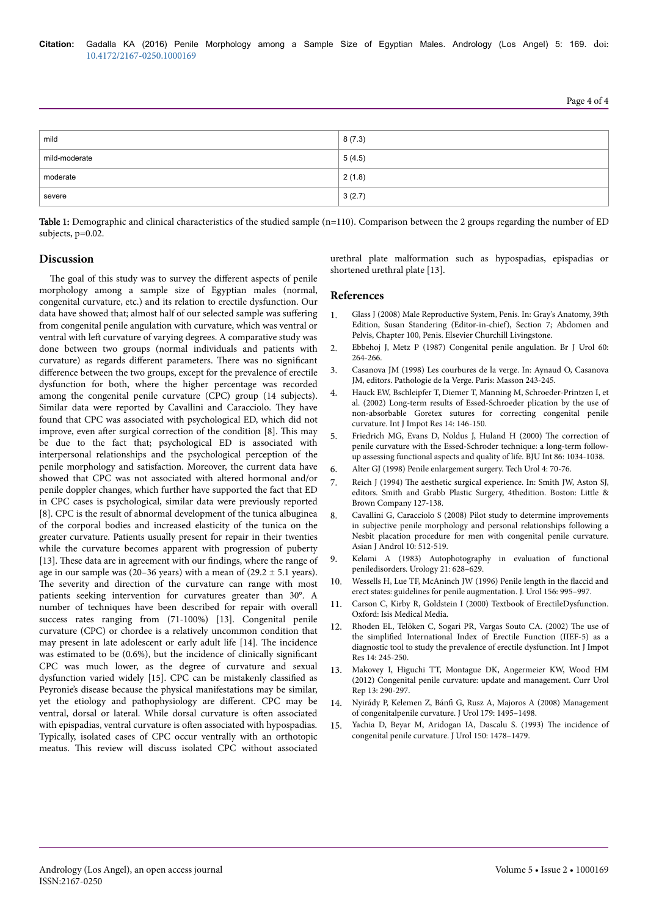| | |
|---|---|
| mild | 8 (7.3) |
| mild-moderate | 5 (4.5) |
| moderate | 2 (1.8) |
| severe | 3 (2.7) |

**Table 1:** Demographic and clinical characteristics of the studied sample (n=110). Comparison between the 2 groups regarding the number of ED subjects, p=0.02.

## Discussion

The goal of this study was to survey the different aspects of penile morphology among a sample size of Egyptian males (normal, congenital curvature, etc.) and its relation to erectile dysfunction. Our data have showed that; almost half of our selected sample was suffering from congenital penile angulation with curvature, which was ventral or ventral with left curvature of varying degrees. A comparative study was done between two groups (normal individuals and patients with curvature) as regards different parameters. There was no significant difference between the two groups, except for the prevalence of erectile dysfunction for both, where the higher percentage was recorded among the congenital penile curvature (CPC) group (14 subjects). Similar data were reported by Cavallini and Caracciolo. They have found that CPC was associated with psychological ED, which did not improve, even after surgical correction of the condition [8]. This may be due to the fact that; psychological ED is associated with interpersonal relationships and the psychological perception of the penile morphology and satisfaction. Moreover, the current data have showed that CPC was not associated with altered hormonal and/or penile doppler changes, which further have supported the fact that ED in CPC cases is psychological, similar data were previously reported [8]. CPC is the result of abnormal development of the tunica albuginea of the corporal bodies and increased elasticity of the tunica on the greater curvature. Patients usually present for repair in their twenties while the curvature becomes apparent with progression of puberty [13]. These data are in agreement with our findings, where the range of age in our sample was (20–36 years) with a mean of (29.2 ± 5.1 years). The severity and direction of the curvature can range with most patients seeking intervention for curvatures greater than 30°. A number of techniques have been described for repair with overall success rates ranging from (71-100%) [13]. Congenital penile curvature (CPC) or chordee is a relatively uncommon condition that may present in late adolescent or early adult life [14]. The incidence was estimated to be (0.6%), but the incidence of clinically significant CPC was much lower, as the degree of curvature and sexual dysfunction varied widely [15]. CPC can be mistakenly classified as Peyronie's disease because the physical manifestations may be similar, yet the etiology and pathophysiology are different. CPC may be ventral, dorsal or lateral. While dorsal curvature is often associated with epispadias, ventral curvature is often associated with hypospadias. Typically, isolated cases of CPC occur ventrally with an orthotopic meatus. This review will discuss isolated CPC without associated urethral plate malformation such as hypospadias, epispadias or shortened urethral plate [13].

## References

1. Glass J (2008) Male Reproductive System, Penis. In: Gray's Anatomy, 39th Edition, Susan Standering (Editor-in-chief), Section 7; Abdomen and Pelvis, Chapter 100, Penis. Elsevier Churchill Livingstone.
2. Ebbehoj J, Metz P (1987) Congenital penile angulation. Br J Urol 60: 264-266.
3. Casanova JM (1998) Les courbures de la verge. In: Aynaud O, Casanova JM, editors. Pathologie de la Verge. Paris: Masson 243-245.
4. Hauck EW, Bschleipfer T, Diemer T, Manning M, Schroeder-Printzen I, et al. (2002) Long-term results of Essed-Schroeder plication by the use of non-absorbable Goretex sutures for correcting congenital penile curvature. Int J Impot Res 14: 146-150.
5. Friedrich MG, Evans D, Noldus J, Huland H (2000) The correction of penile curvature with the Essed-Schroder technique: a long-term follow-up assessing functional aspects and quality of life. BJU Int 86: 1034-1038.
6. Alter GJ (1998) Penile enlargement surgery. Tech Urol 4: 70-76.
7. Reich J (1994) The aesthetic surgical experience. In: Smith JW, Aston SJ, editors. Smith and Grabb Plastic Surgery, 4thedition. Boston: Little & Brown Company 127-138.
8. Cavallini G, Caracciolo S (2008) Pilot study to determine improvements in subjective penile morphology and personal relationships following a Nesbit placation procedure for men with congenital penile curvature. Asian J Androl 10: 512-519.
9. Kelami A (1983) Autophotography in evaluation of functional peniledisorders. Urology 21: 628–629.
10. Wessells H, Lue TF, McAninch JW (1996) Penile length in the flaccid and erect states: guidelines for penile augmentation. J. Urol 156: 995–997.
11. Carson C, Kirby R, Goldstein I (2000) Textbook of ErectileDysfunction. Oxford: Isis Medical Media.
12. Rhoden EL, Telöken C, Sogari PR, Vargas Souto CA. (2002) The use of the simplified International Index of Erectile Function (IIEF-5) as a diagnostic tool to study the prevalence of erectile dysfunction. Int J Impot Res 14: 245-250.
13. Makovey I, Higuchi TT, Montague DK, Angermeier KW, Wood HM (2012) Congenital penile curvature: update and management. Curr Urol Rep 13: 290-297.
14. Nyirády P, Kelemen Z, Bánfi G, Rusz A, Majoros A (2008) Management of congenitalpenile curvature. J Urol 179: 1495–1498.
15. Yachia D, Beyar M, Aridogan IA, Dascalu S. (1993) The incidence of congenital penile curvature. J Urol 150: 1478–1479.